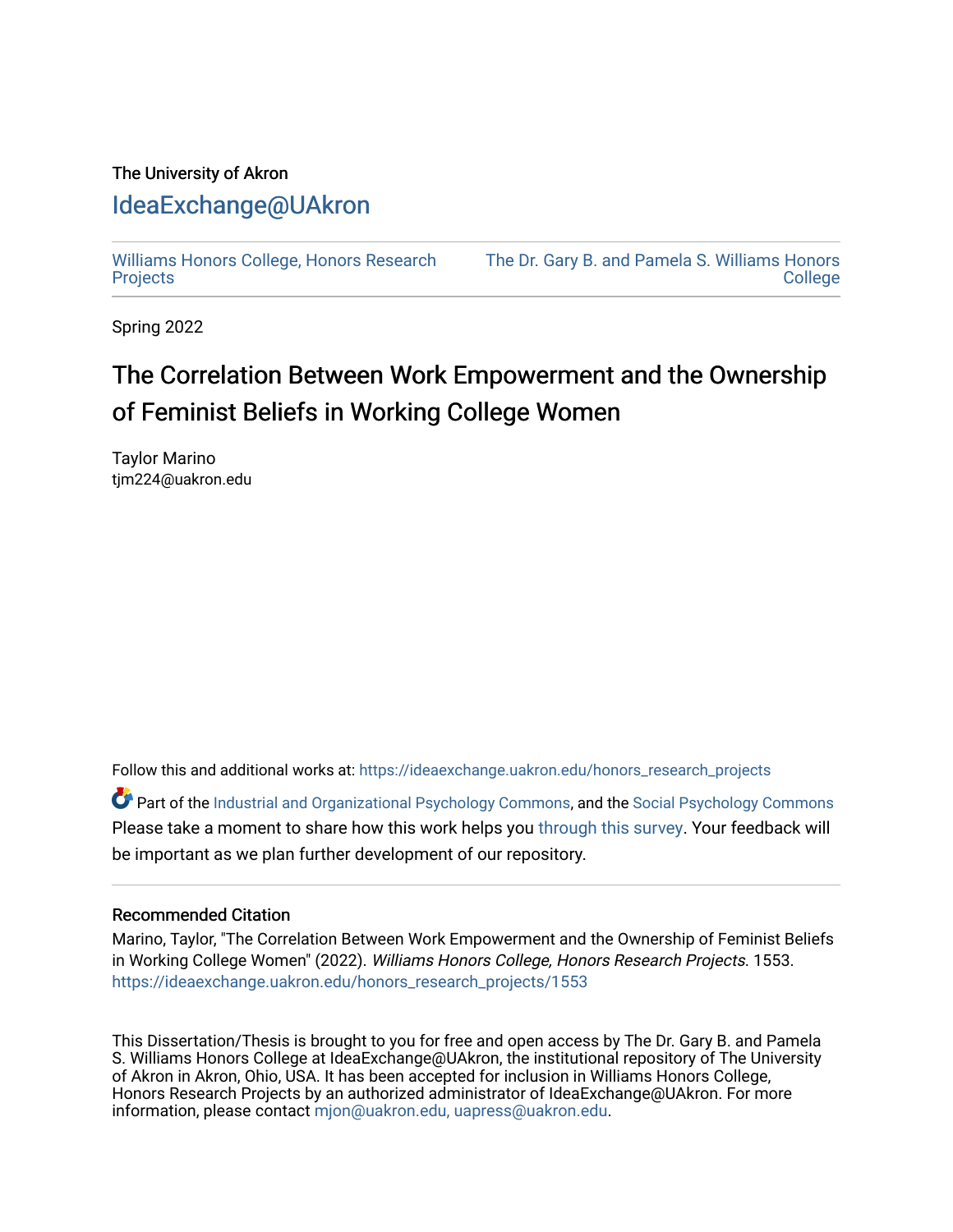The University of Akron

# IdeaExchange@UAkron

Williams Honors College, Honors Research Projects | The Dr. Gary B. and Pamela S. Williams Honors College

Spring 2022

## The Correlation Between Work Empowerment and the Ownership of Feminist Beliefs in Working College Women

Taylor Marino
tjm224@uakron.edu

Follow this and additional works at: https://ideaexchange.uakron.edu/honors_research_projects

Part of the Industrial and Organizational Psychology Commons, and the Social Psychology Commons
Please take a moment to share how this work helps you through this survey. Your feedback will be important as we plan further development of our repository.

### Recommended Citation

Marino, Taylor, "The Correlation Between Work Empowerment and the Ownership of Feminist Beliefs in Working College Women" (2022). *Williams Honors College, Honors Research Projects*. 1553.
https://ideaexchange.uakron.edu/honors_research_projects/1553

This Dissertation/Thesis is brought to you for free and open access by The Dr. Gary B. and Pamela S. Williams Honors College at IdeaExchange@UAkron, the institutional repository of The University of Akron in Akron, Ohio, USA. It has been accepted for inclusion in Williams Honors College, Honors Research Projects by an authorized administrator of IdeaExchange@UAkron. For more information, please contact mjon@uakron.edu, uapress@uakron.edu.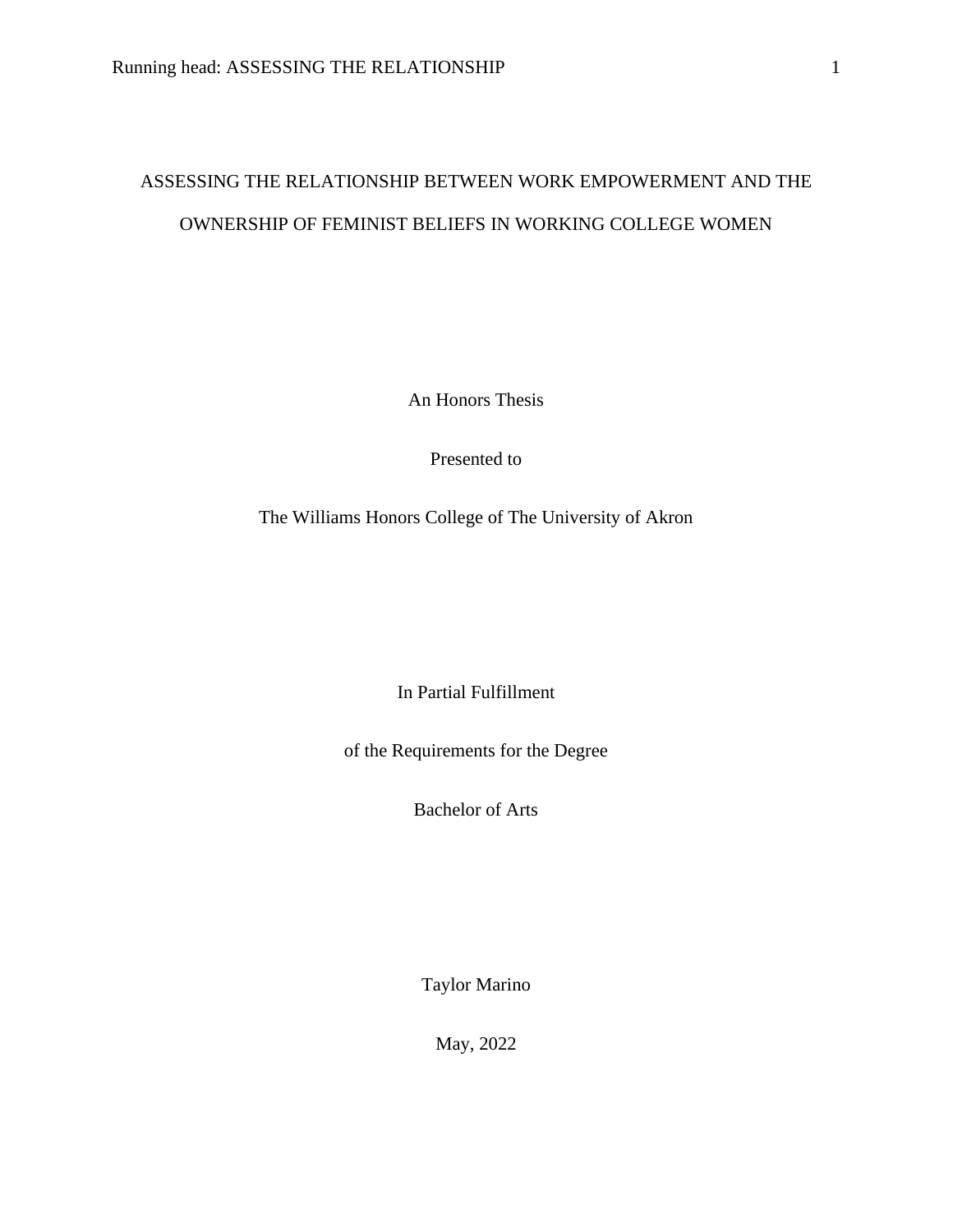# ASSESSING THE RELATIONSHIP BETWEEN WORK EMPOWERMENT AND THE OWNERSHIP OF FEMINIST BELIEFS IN WORKING COLLEGE WOMEN

An Honors Thesis

Presented to

The Williams Honors College of The University of Akron

In Partial Fulfillment

of the Requirements for the Degree

Bachelor of Arts

Taylor Marino

May, 2022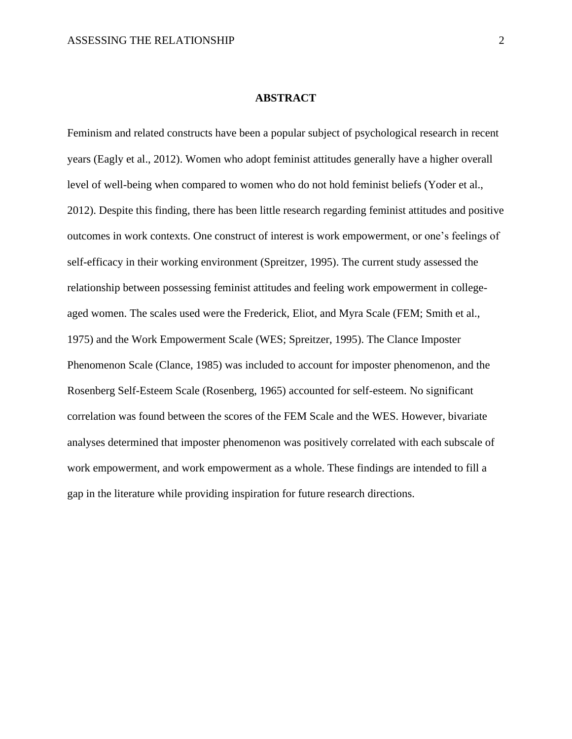# ABSTRACT

Feminism and related constructs have been a popular subject of psychological research in recent years (Eagly et al., 2012). Women who adopt feminist attitudes generally have a higher overall level of well-being when compared to women who do not hold feminist beliefs (Yoder et al., 2012). Despite this finding, there has been little research regarding feminist attitudes and positive outcomes in work contexts. One construct of interest is work empowerment, or one's feelings of self-efficacy in their working environment (Spreitzer, 1995). The current study assessed the relationship between possessing feminist attitudes and feeling work empowerment in college-aged women. The scales used were the Frederick, Eliot, and Myra Scale (FEM; Smith et al., 1975) and the Work Empowerment Scale (WES; Spreitzer, 1995). The Clance Imposter Phenomenon Scale (Clance, 1985) was included to account for imposter phenomenon, and the Rosenberg Self-Esteem Scale (Rosenberg, 1965) accounted for self-esteem. No significant correlation was found between the scores of the FEM Scale and the WES. However, bivariate analyses determined that imposter phenomenon was positively correlated with each subscale of work empowerment, and work empowerment as a whole. These findings are intended to fill a gap in the literature while providing inspiration for future research directions.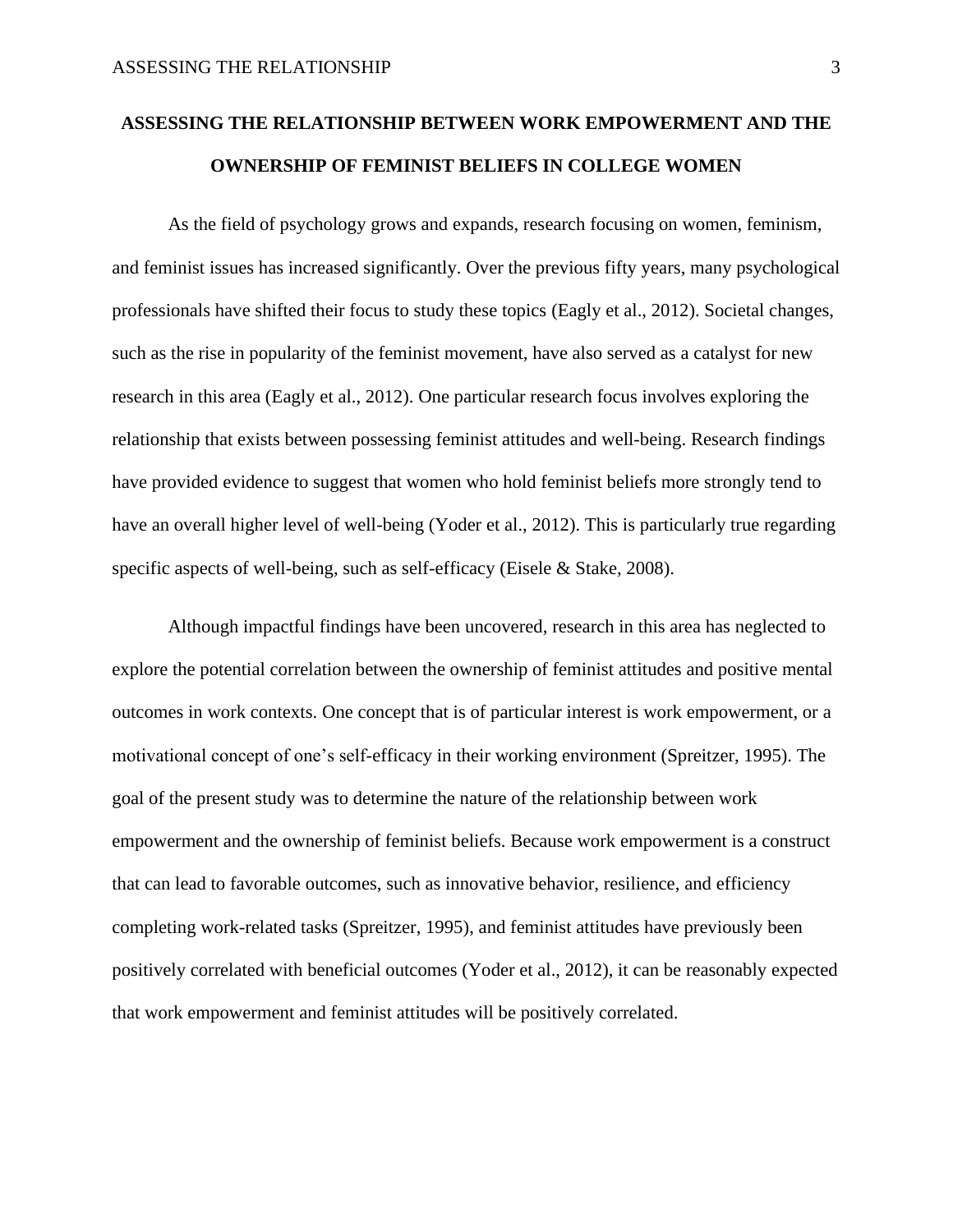# ASSESSING THE RELATIONSHIP BETWEEN WORK EMPOWERMENT AND THE OWNERSHIP OF FEMINIST BELIEFS IN COLLEGE WOMEN

As the field of psychology grows and expands, research focusing on women, feminism, and feminist issues has increased significantly. Over the previous fifty years, many psychological professionals have shifted their focus to study these topics (Eagly et al., 2012). Societal changes, such as the rise in popularity of the feminist movement, have also served as a catalyst for new research in this area (Eagly et al., 2012). One particular research focus involves exploring the relationship that exists between possessing feminist attitudes and well-being. Research findings have provided evidence to suggest that women who hold feminist beliefs more strongly tend to have an overall higher level of well-being (Yoder et al., 2012). This is particularly true regarding specific aspects of well-being, such as self-efficacy (Eisele & Stake, 2008).

Although impactful findings have been uncovered, research in this area has neglected to explore the potential correlation between the ownership of feminist attitudes and positive mental outcomes in work contexts. One concept that is of particular interest is work empowerment, or a motivational concept of one's self-efficacy in their working environment (Spreitzer, 1995). The goal of the present study was to determine the nature of the relationship between work empowerment and the ownership of feminist beliefs. Because work empowerment is a construct that can lead to favorable outcomes, such as innovative behavior, resilience, and efficiency completing work-related tasks (Spreitzer, 1995), and feminist attitudes have previously been positively correlated with beneficial outcomes (Yoder et al., 2012), it can be reasonably expected that work empowerment and feminist attitudes will be positively correlated.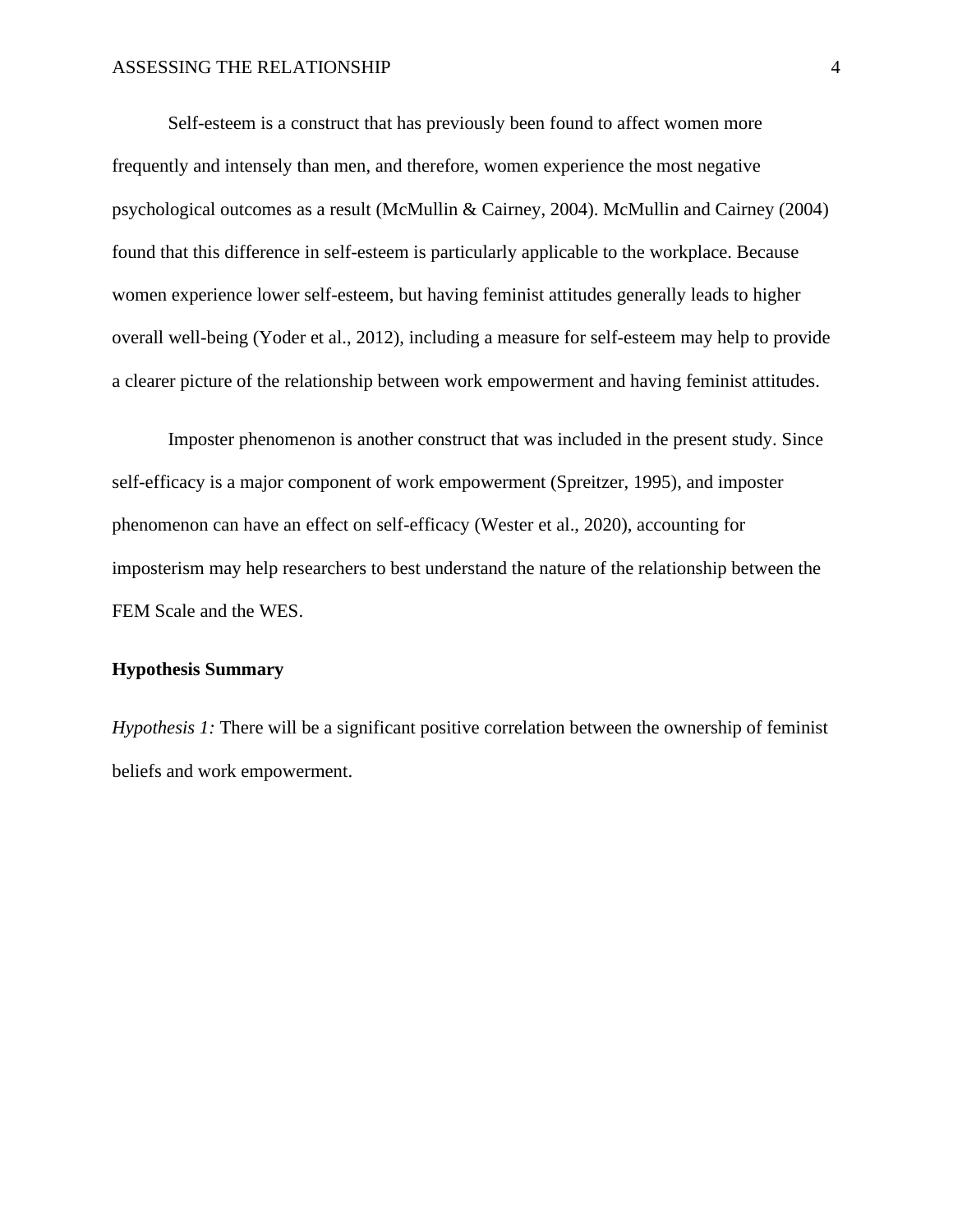Self-esteem is a construct that has previously been found to affect women more frequently and intensely than men, and therefore, women experience the most negative psychological outcomes as a result (McMullin & Cairney, 2004). McMullin and Cairney (2004) found that this difference in self-esteem is particularly applicable to the workplace. Because women experience lower self-esteem, but having feminist attitudes generally leads to higher overall well-being (Yoder et al., 2012), including a measure for self-esteem may help to provide a clearer picture of the relationship between work empowerment and having feminist attitudes.

Imposter phenomenon is another construct that was included in the present study. Since self-efficacy is a major component of work empowerment (Spreitzer, 1995), and imposter phenomenon can have an effect on self-efficacy (Wester et al., 2020), accounting for imposterism may help researchers to best understand the nature of the relationship between the FEM Scale and the WES.

**Hypothesis Summary**

*Hypothesis 1:* There will be a significant positive correlation between the ownership of feminist beliefs and work empowerment.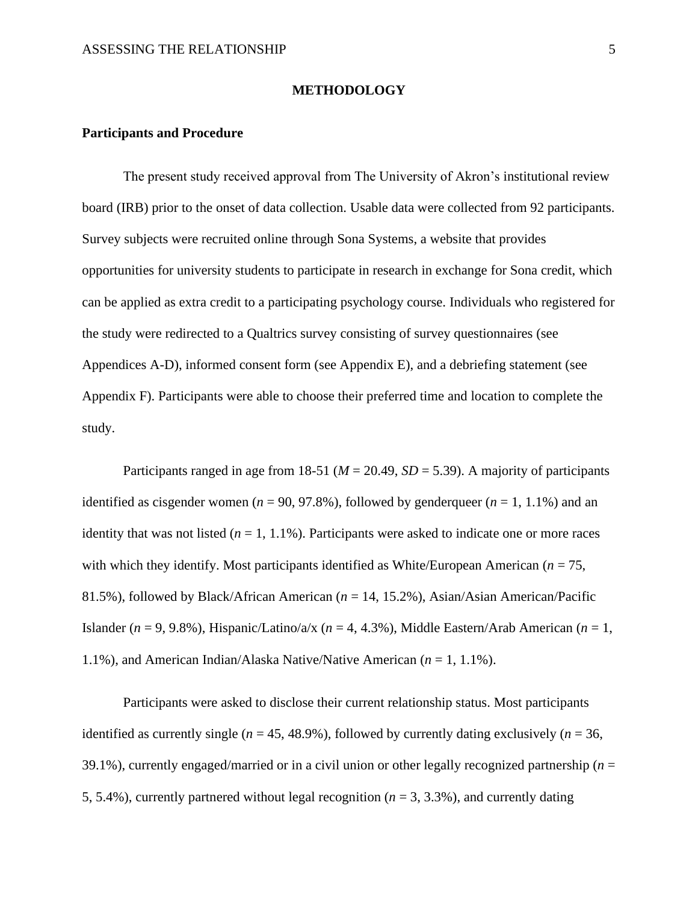# METHODOLOGY

## Participants and Procedure

The present study received approval from The University of Akron's institutional review board (IRB) prior to the onset of data collection. Usable data were collected from 92 participants. Survey subjects were recruited online through Sona Systems, a website that provides opportunities for university students to participate in research in exchange for Sona credit, which can be applied as extra credit to a participating psychology course. Individuals who registered for the study were redirected to a Qualtrics survey consisting of survey questionnaires (see Appendices A-D), informed consent form (see Appendix E), and a debriefing statement (see Appendix F). Participants were able to choose their preferred time and location to complete the study.

Participants ranged in age from 18-51 ($M$ = 20.49, $SD$ = 5.39). A majority of participants identified as cisgender women ($n$ = 90, 97.8%), followed by genderqueer ($n$ = 1, 1.1%) and an identity that was not listed ($n$ = 1, 1.1%). Participants were asked to indicate one or more races with which they identify. Most participants identified as White/European American ($n$ = 75, 81.5%), followed by Black/African American ($n$ = 14, 15.2%), Asian/Asian American/Pacific Islander ($n$ = 9, 9.8%), Hispanic/Latino/a/x ($n$ = 4, 4.3%), Middle Eastern/Arab American ($n$ = 1, 1.1%), and American Indian/Alaska Native/Native American ($n$ = 1, 1.1%).

Participants were asked to disclose their current relationship status. Most participants identified as currently single ($n$ = 45, 48.9%), followed by currently dating exclusively ($n$ = 36, 39.1%), currently engaged/married or in a civil union or other legally recognized partnership ($n$ = 5, 5.4%), currently partnered without legal recognition ($n$ = 3, 3.3%), and currently dating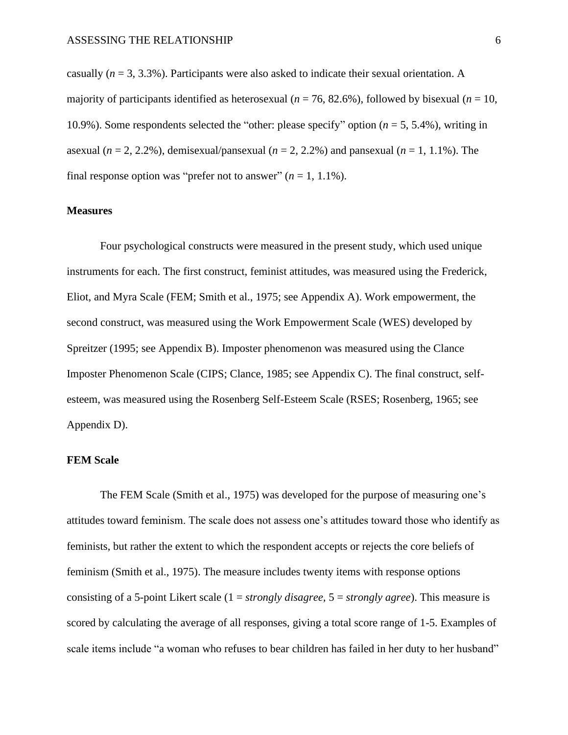casually (*n* = 3, 3.3%). Participants were also asked to indicate their sexual orientation. A majority of participants identified as heterosexual (*n* = 76, 82.6%), followed by bisexual (*n* = 10, 10.9%). Some respondents selected the "other: please specify" option (*n* = 5, 5.4%), writing in asexual (*n* = 2, 2.2%), demisexual/pansexual (*n* = 2, 2.2%) and pansexual (*n* = 1, 1.1%). The final response option was "prefer not to answer" (*n* = 1, 1.1%).

## Measures

Four psychological constructs were measured in the present study, which used unique instruments for each. The first construct, feminist attitudes, was measured using the Frederick, Eliot, and Myra Scale (FEM; Smith et al., 1975; see Appendix A). Work empowerment, the second construct, was measured using the Work Empowerment Scale (WES) developed by Spreitzer (1995; see Appendix B). Imposter phenomenon was measured using the Clance Imposter Phenomenon Scale (CIPS; Clance, 1985; see Appendix C). The final construct, self-esteem, was measured using the Rosenberg Self-Esteem Scale (RSES; Rosenberg, 1965; see Appendix D).

## FEM Scale

The FEM Scale (Smith et al., 1975) was developed for the purpose of measuring one's attitudes toward feminism. The scale does not assess one's attitudes toward those who identify as feminists, but rather the extent to which the respondent accepts or rejects the core beliefs of feminism (Smith et al., 1975). The measure includes twenty items with response options consisting of a 5-point Likert scale (1 = *strongly disagree,* 5 = *strongly agree*). This measure is scored by calculating the average of all responses, giving a total score range of 1-5. Examples of scale items include "a woman who refuses to bear children has failed in her duty to her husband"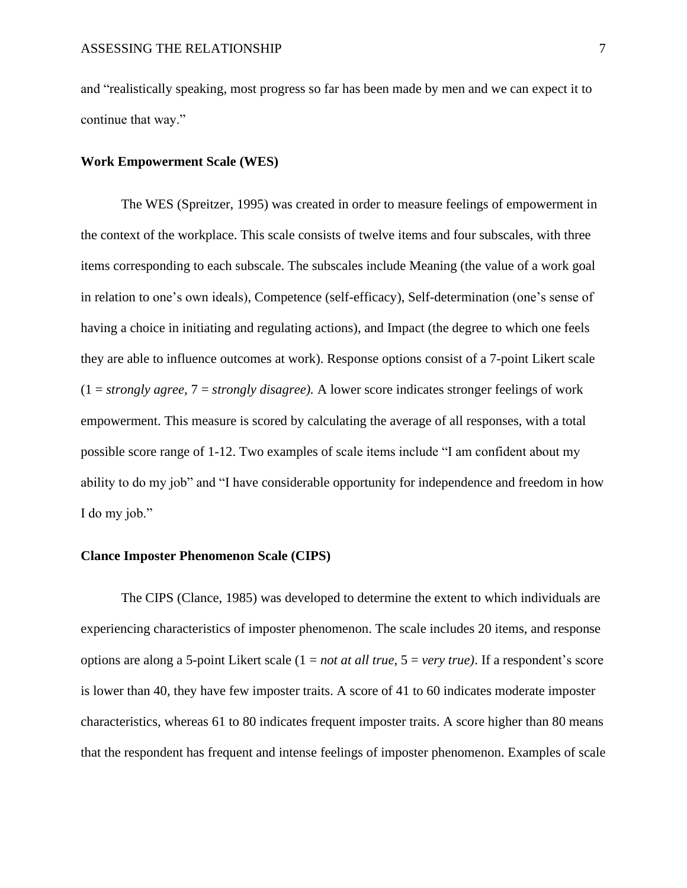and “realistically speaking, most progress so far has been made by men and we can expect it to continue that way.”

**Work Empowerment Scale (WES)**

The WES (Spreitzer, 1995) was created in order to measure feelings of empowerment in the context of the workplace. This scale consists of twelve items and four subscales, with three items corresponding to each subscale. The subscales include Meaning (the value of a work goal in relation to one’s own ideals), Competence (self-efficacy), Self-determination (one’s sense of having a choice in initiating and regulating actions), and Impact (the degree to which one feels they are able to influence outcomes at work). Response options consist of a 7-point Likert scale (1 = *strongly agree,* 7 = *strongly disagree).* A lower score indicates stronger feelings of work empowerment. This measure is scored by calculating the average of all responses, with a total possible score range of 1-12. Two examples of scale items include “I am confident about my ability to do my job” and “I have considerable opportunity for independence and freedom in how I do my job.”

**Clance Imposter Phenomenon Scale (CIPS)**

The CIPS (Clance, 1985) was developed to determine the extent to which individuals are experiencing characteristics of imposter phenomenon. The scale includes 20 items, and response options are along a 5-point Likert scale (1 = *not at all true,* 5 = *very true)*. If a respondent’s score is lower than 40, they have few imposter traits. A score of 41 to 60 indicates moderate imposter characteristics, whereas 61 to 80 indicates frequent imposter traits. A score higher than 80 means that the respondent has frequent and intense feelings of imposter phenomenon. Examples of scale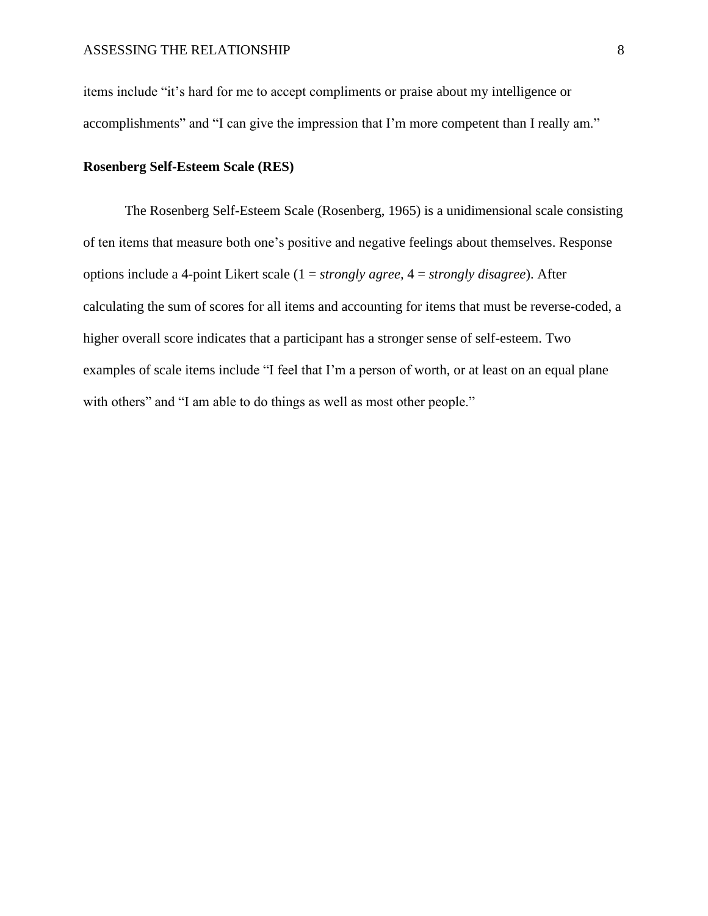items include “it’s hard for me to accept compliments or praise about my intelligence or accomplishments” and “I can give the impression that I’m more competent than I really am.”

### Rosenberg Self-Esteem Scale (RES)

The Rosenberg Self-Esteem Scale (Rosenberg, 1965) is a unidimensional scale consisting of ten items that measure both one’s positive and negative feelings about themselves. Response options include a 4-point Likert scale (1 = *strongly agree*, 4 = *strongly disagree*). After calculating the sum of scores for all items and accounting for items that must be reverse-coded, a higher overall score indicates that a participant has a stronger sense of self-esteem. Two examples of scale items include “I feel that I’m a person of worth, or at least on an equal plane with others” and “I am able to do things as well as most other people.”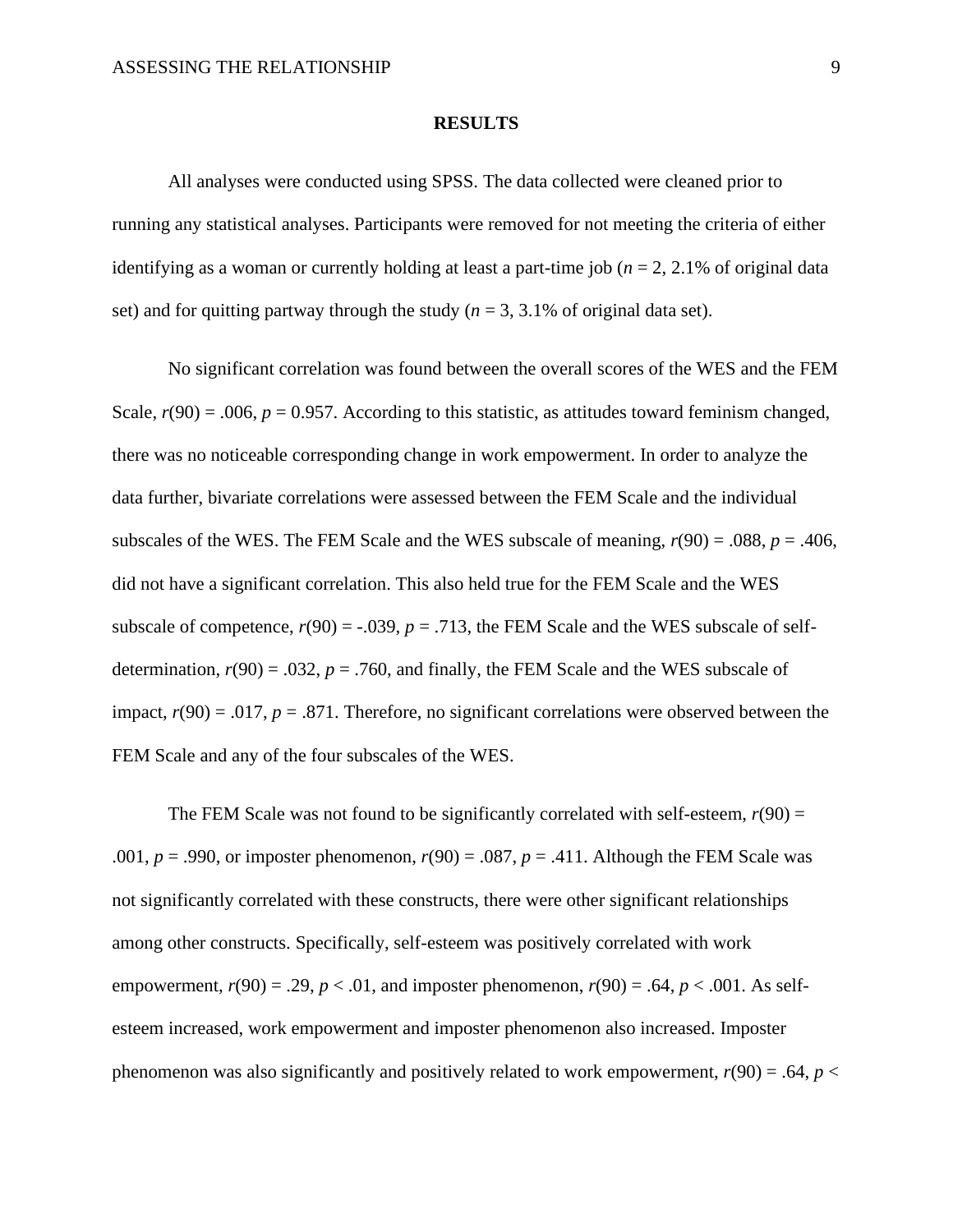# RESULTS

All analyses were conducted using SPSS. The data collected were cleaned prior to running any statistical analyses. Participants were removed for not meeting the criteria of either identifying as a woman or currently holding at least a part-time job ($n = 2$, 2.1% of original data set) and for quitting partway through the study ($n = 3$, 3.1% of original data set).

No significant correlation was found between the overall scores of the WES and the FEM Scale, $r(90) = .006$, $p = 0.957$. According to this statistic, as attitudes toward feminism changed, there was no noticeable corresponding change in work empowerment. In order to analyze the data further, bivariate correlations were assessed between the FEM Scale and the individual subscales of the WES. The FEM Scale and the WES subscale of meaning, $r(90) = .088$, $p = .406$, did not have a significant correlation. This also held true for the FEM Scale and the WES subscale of competence, $r(90) = -.039$, $p = .713$, the FEM Scale and the WES subscale of self-determination, $r(90) = .032$, $p = .760$, and finally, the FEM Scale and the WES subscale of impact, $r(90) = .017$, $p = .871$. Therefore, no significant correlations were observed between the FEM Scale and any of the four subscales of the WES.

The FEM Scale was not found to be significantly correlated with self-esteem, $r(90) = .001$, $p = .990$, or imposter phenomenon, $r(90) = .087$, $p = .411$. Although the FEM Scale was not significantly correlated with these constructs, there were other significant relationships among other constructs. Specifically, self-esteem was positively correlated with work empowerment, $r(90) = .29$, $p < .01$, and imposter phenomenon, $r(90) = .64$, $p < .001$. As self-esteem increased, work empowerment and imposter phenomenon also increased. Imposter phenomenon was also significantly and positively related to work empowerment, $r(90) = .64$, $p <$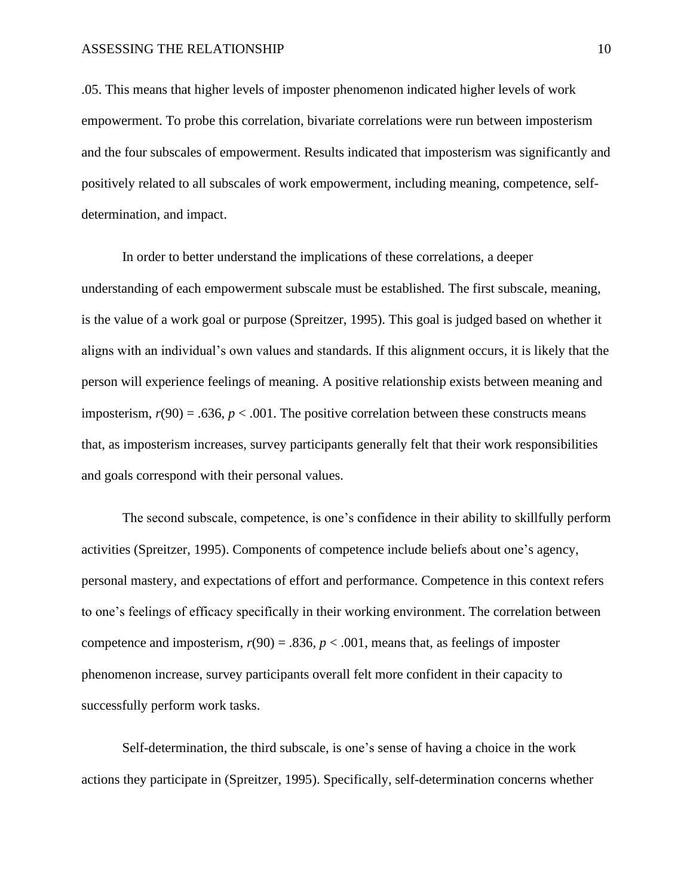.05. This means that higher levels of imposter phenomenon indicated higher levels of work empowerment. To probe this correlation, bivariate correlations were run between imposterism and the four subscales of empowerment. Results indicated that imposterism was significantly and positively related to all subscales of work empowerment, including meaning, competence, self-determination, and impact.

In order to better understand the implications of these correlations, a deeper understanding of each empowerment subscale must be established. The first subscale, meaning, is the value of a work goal or purpose (Spreitzer, 1995). This goal is judged based on whether it aligns with an individual's own values and standards. If this alignment occurs, it is likely that the person will experience feelings of meaning. A positive relationship exists between meaning and imposterism, $r(90) = .636$, $p < .001$. The positive correlation between these constructs means that, as imposterism increases, survey participants generally felt that their work responsibilities and goals correspond with their personal values.

The second subscale, competence, is one's confidence in their ability to skillfully perform activities (Spreitzer, 1995). Components of competence include beliefs about one's agency, personal mastery, and expectations of effort and performance. Competence in this context refers to one's feelings of efficacy specifically in their working environment. The correlation between competence and imposterism, $r(90) = .836$, $p < .001$, means that, as feelings of imposter phenomenon increase, survey participants overall felt more confident in their capacity to successfully perform work tasks.

Self-determination, the third subscale, is one's sense of having a choice in the work actions they participate in (Spreitzer, 1995). Specifically, self-determination concerns whether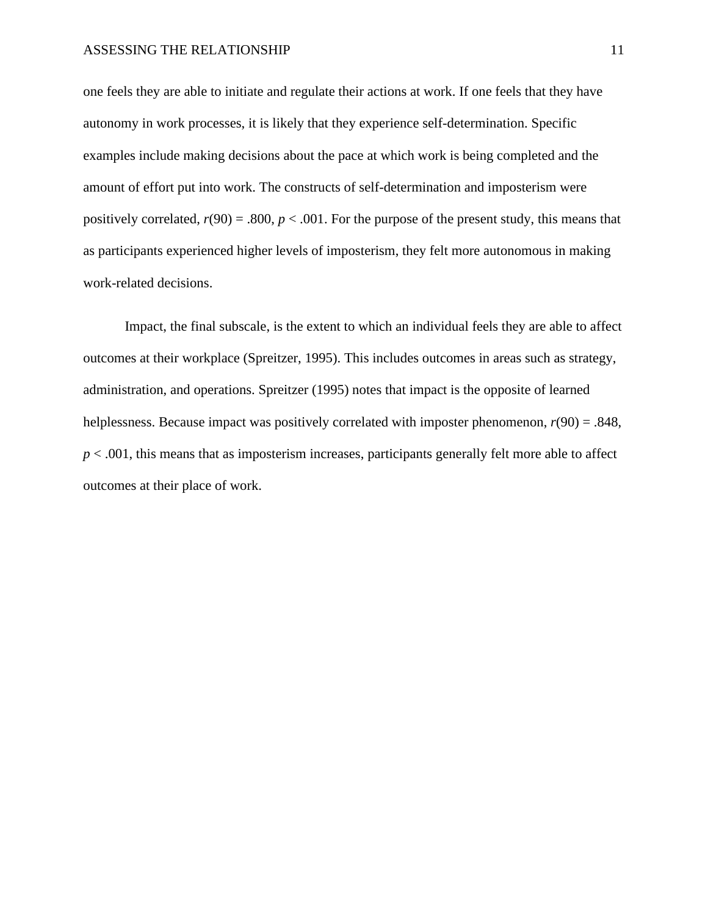one feels they are able to initiate and regulate their actions at work. If one feels that they have autonomy in work processes, it is likely that they experience self-determination. Specific examples include making decisions about the pace at which work is being completed and the amount of effort put into work. The constructs of self-determination and imposterism were positively correlated, $r(90) = .800$, $p < .001$. For the purpose of the present study, this means that as participants experienced higher levels of imposterism, they felt more autonomous in making work-related decisions.

Impact, the final subscale, is the extent to which an individual feels they are able to affect outcomes at their workplace (Spreitzer, 1995). This includes outcomes in areas such as strategy, administration, and operations. Spreitzer (1995) notes that impact is the opposite of learned helplessness. Because impact was positively correlated with imposter phenomenon, $r(90) = .848$, $p < .001$, this means that as imposterism increases, participants generally felt more able to affect outcomes at their place of work.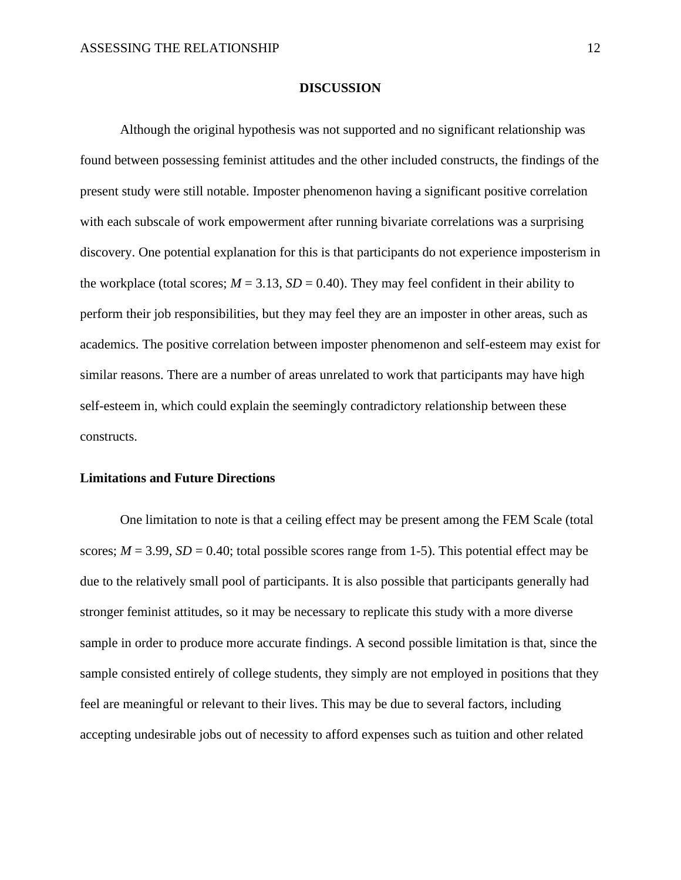# DISCUSSION

Although the original hypothesis was not supported and no significant relationship was found between possessing feminist attitudes and the other included constructs, the findings of the present study were still notable. Imposter phenomenon having a significant positive correlation with each subscale of work empowerment after running bivariate correlations was a surprising discovery. One potential explanation for this is that participants do not experience imposterism in the workplace (total scores; $M$ = 3.13, $SD$ = 0.40). They may feel confident in their ability to perform their job responsibilities, but they may feel they are an imposter in other areas, such as academics. The positive correlation between imposter phenomenon and self-esteem may exist for similar reasons. There are a number of areas unrelated to work that participants may have high self-esteem in, which could explain the seemingly contradictory relationship between these constructs.

## Limitations and Future Directions

One limitation to note is that a ceiling effect may be present among the FEM Scale (total scores; $M$ = 3.99, $SD$ = 0.40; total possible scores range from 1-5). This potential effect may be due to the relatively small pool of participants. It is also possible that participants generally had stronger feminist attitudes, so it may be necessary to replicate this study with a more diverse sample in order to produce more accurate findings. A second possible limitation is that, since the sample consisted entirely of college students, they simply are not employed in positions that they feel are meaningful or relevant to their lives. This may be due to several factors, including accepting undesirable jobs out of necessity to afford expenses such as tuition and other related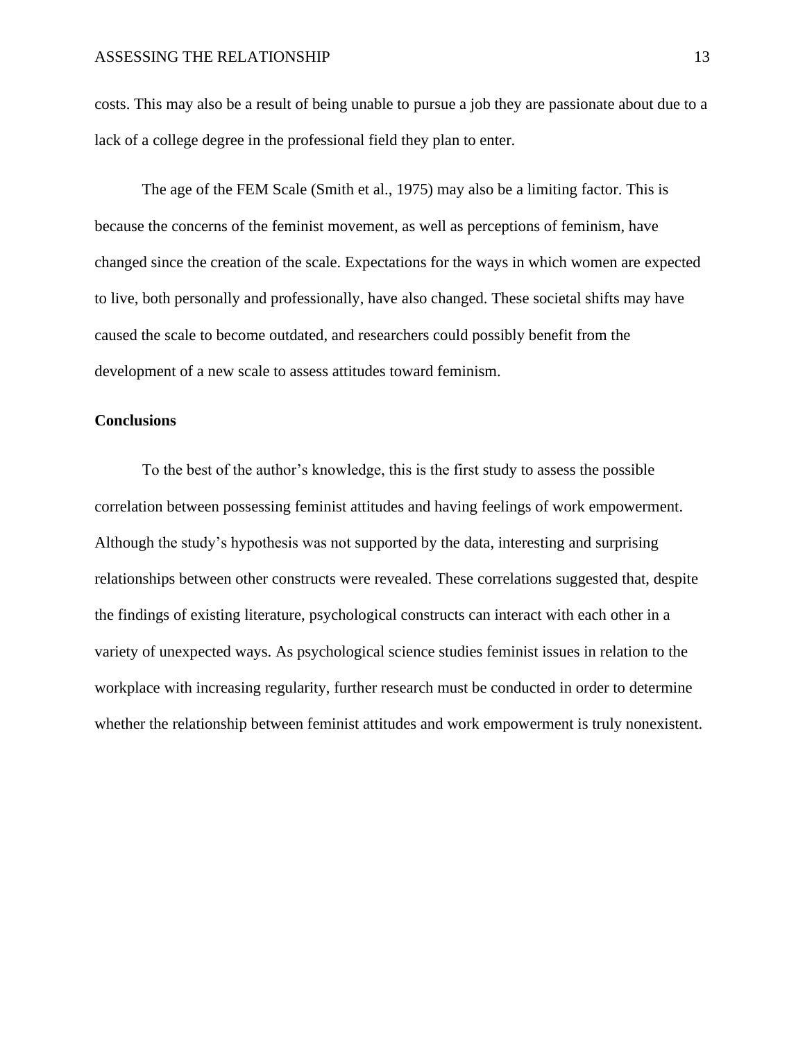costs. This may also be a result of being unable to pursue a job they are passionate about due to a lack of a college degree in the professional field they plan to enter.

The age of the FEM Scale (Smith et al., 1975) may also be a limiting factor. This is because the concerns of the feminist movement, as well as perceptions of feminism, have changed since the creation of the scale. Expectations for the ways in which women are expected to live, both personally and professionally, have also changed. These societal shifts may have caused the scale to become outdated, and researchers could possibly benefit from the development of a new scale to assess attitudes toward feminism.

**Conclusions**

To the best of the author's knowledge, this is the first study to assess the possible correlation between possessing feminist attitudes and having feelings of work empowerment. Although the study's hypothesis was not supported by the data, interesting and surprising relationships between other constructs were revealed. These correlations suggested that, despite the findings of existing literature, psychological constructs can interact with each other in a variety of unexpected ways. As psychological science studies feminist issues in relation to the workplace with increasing regularity, further research must be conducted in order to determine whether the relationship between feminist attitudes and work empowerment is truly nonexistent.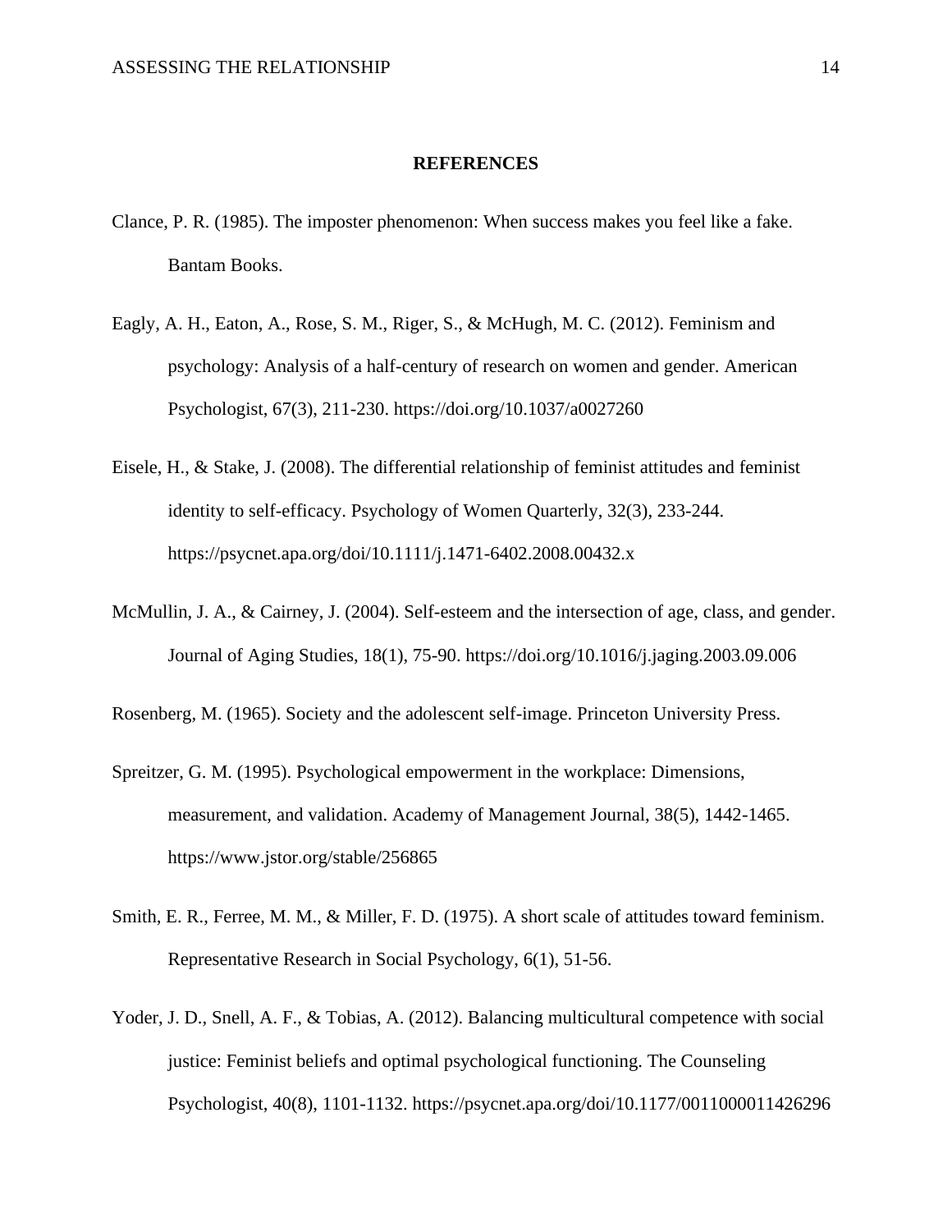# REFERENCES

Clance, P. R. (1985). The imposter phenomenon: When success makes you feel like a fake. Bantam Books.

Eagly, A. H., Eaton, A., Rose, S. M., Riger, S., & McHugh, M. C. (2012). Feminism and psychology: Analysis of a half-century of research on women and gender. American Psychologist, 67(3), 211-230. https://doi.org/10.1037/a0027260

Eisele, H., & Stake, J. (2008). The differential relationship of feminist attitudes and feminist identity to self-efficacy. Psychology of Women Quarterly, 32(3), 233-244. https://psycnet.apa.org/doi/10.1111/j.1471-6402.2008.00432.x

McMullin, J. A., & Cairney, J. (2004). Self-esteem and the intersection of age, class, and gender. Journal of Aging Studies, 18(1), 75-90. https://doi.org/10.1016/j.jaging.2003.09.006

Rosenberg, M. (1965). Society and the adolescent self-image. Princeton University Press.

Spreitzer, G. M. (1995). Psychological empowerment in the workplace: Dimensions, measurement, and validation. Academy of Management Journal, 38(5), 1442-1465. https://www.jstor.org/stable/256865

Smith, E. R., Ferree, M. M., & Miller, F. D. (1975). A short scale of attitudes toward feminism. Representative Research in Social Psychology, 6(1), 51-56.

Yoder, J. D., Snell, A. F., & Tobias, A. (2012). Balancing multicultural competence with social justice: Feminist beliefs and optimal psychological functioning. The Counseling Psychologist, 40(8), 1101-1132. https://psycnet.apa.org/doi/10.1177/0011000011426296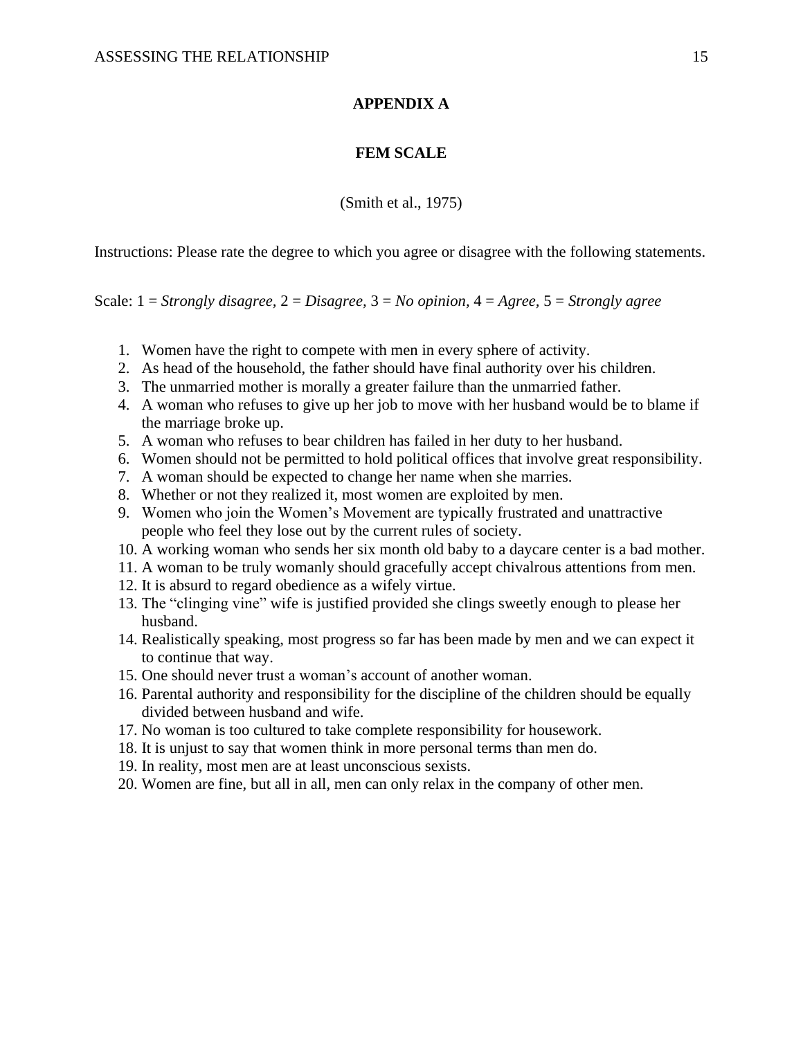# APPENDIX A

## FEM SCALE

(Smith et al., 1975)

Instructions: Please rate the degree to which you agree or disagree with the following statements.

Scale: 1 = *Strongly disagree,* 2 = *Disagree,* 3 = *No opinion,* 4 = *Agree,* 5 = *Strongly agree*

1. Women have the right to compete with men in every sphere of activity.
2. As head of the household, the father should have final authority over his children.
3. The unmarried mother is morally a greater failure than the unmarried father.
4. A woman who refuses to give up her job to move with her husband would be to blame if the marriage broke up.
5. A woman who refuses to bear children has failed in her duty to her husband.
6. Women should not be permitted to hold political offices that involve great responsibility.
7. A woman should be expected to change her name when she marries.
8. Whether or not they realized it, most women are exploited by men.
9. Women who join the Women's Movement are typically frustrated and unattractive people who feel they lose out by the current rules of society.
10. A working woman who sends her six month old baby to a daycare center is a bad mother.
11. A woman to be truly womanly should gracefully accept chivalrous attentions from men.
12. It is absurd to regard obedience as a wifely virtue.
13. The "clinging vine" wife is justified provided she clings sweetly enough to please her husband.
14. Realistically speaking, most progress so far has been made by men and we can expect it to continue that way.
15. One should never trust a woman's account of another woman.
16. Parental authority and responsibility for the discipline of the children should be equally divided between husband and wife.
17. No woman is too cultured to take complete responsibility for housework.
18. It is unjust to say that women think in more personal terms than men do.
19. In reality, most men are at least unconscious sexists.
20. Women are fine, but all in all, men can only relax in the company of other men.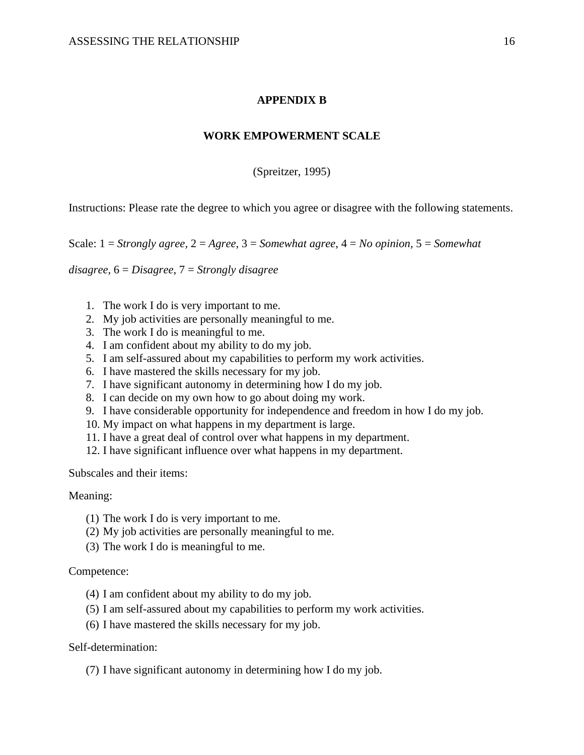# APPENDIX B

## WORK EMPOWERMENT SCALE

(Spreitzer, 1995)

Instructions: Please rate the degree to which you agree or disagree with the following statements.

Scale: 1 = *Strongly agree*, 2 = *Agree*, 3 = *Somewhat agree*, 4 = *No opinion*, 5 = *Somewhat disagree*, 6 = *Disagree*, 7 = *Strongly disagree*

1. The work I do is very important to me.
2. My job activities are personally meaningful to me.
3. The work I do is meaningful to me.
4. I am confident about my ability to do my job.
5. I am self-assured about my capabilities to perform my work activities.
6. I have mastered the skills necessary for my job.
7. I have significant autonomy in determining how I do my job.
8. I can decide on my own how to go about doing my work.
9. I have considerable opportunity for independence and freedom in how I do my job.
10. My impact on what happens in my department is large.
11. I have a great deal of control over what happens in my department.
12. I have significant influence over what happens in my department.

Subscales and their items:

Meaning:

(1) The work I do is very important to me.
(2) My job activities are personally meaningful to me.
(3) The work I do is meaningful to me.

Competence:

(4) I am confident about my ability to do my job.
(5) I am self-assured about my capabilities to perform my work activities.
(6) I have mastered the skills necessary for my job.

Self-determination:

(7) I have significant autonomy in determining how I do my job.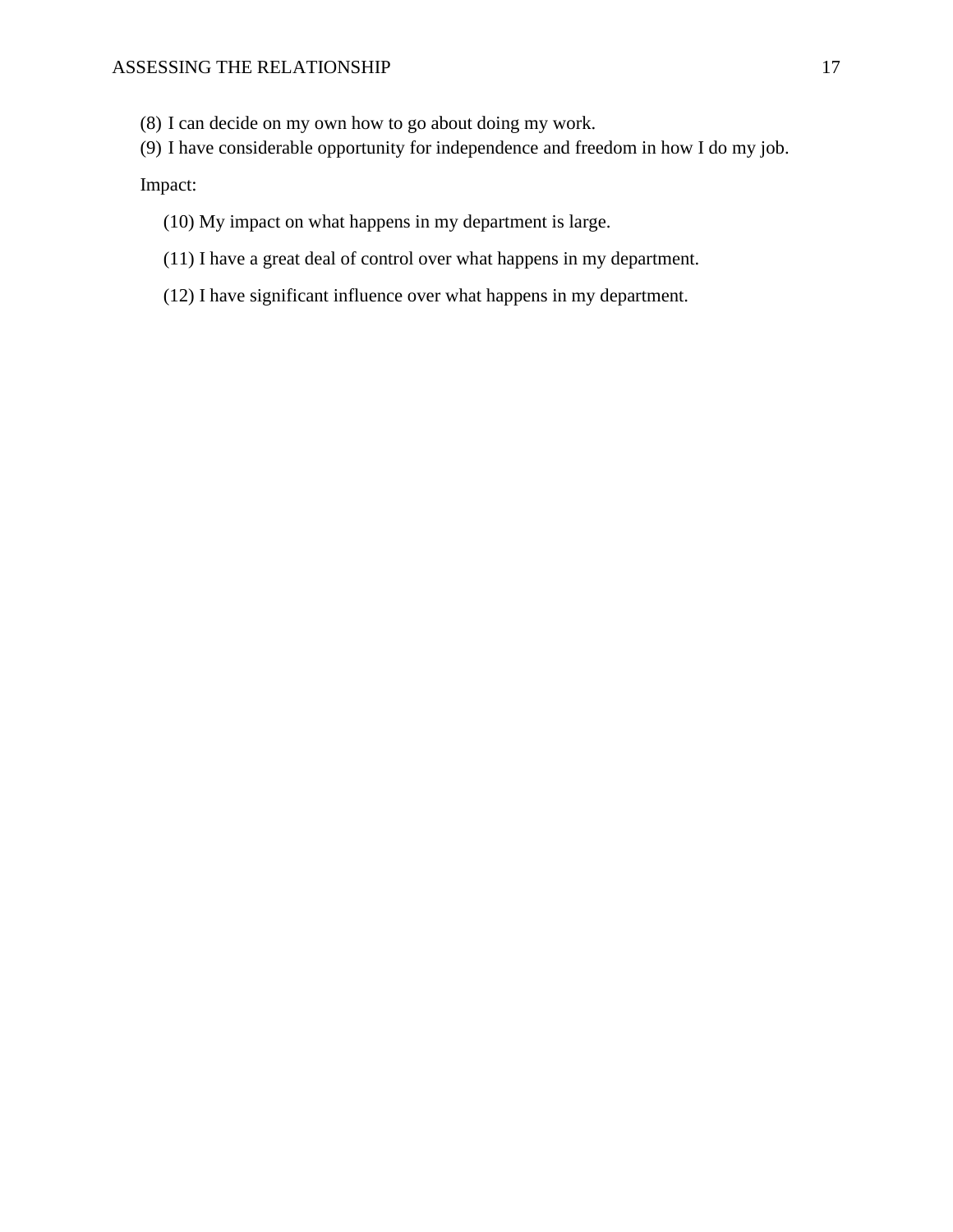(8) I can decide on my own how to go about doing my work.

(9) I have considerable opportunity for independence and freedom in how I do my job.

Impact:

(10) My impact on what happens in my department is large.

(11) I have a great deal of control over what happens in my department.

(12) I have significant influence over what happens in my department.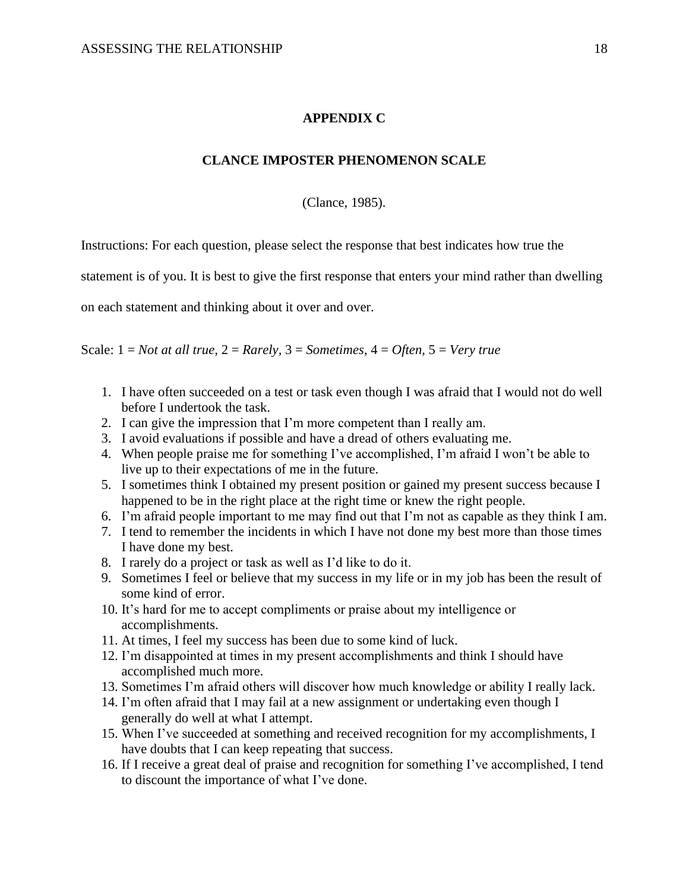## APPENDIX C

## CLANCE IMPOSTER PHENOMENON SCALE

(Clance, 1985).

Instructions: For each question, please select the response that best indicates how true the statement is of you. It is best to give the first response that enters your mind rather than dwelling on each statement and thinking about it over and over.

Scale: 1 = *Not at all true,* 2 = *Rarely,* 3 = *Sometimes*, 4 = *Often,* 5 = *Very true*

1. I have often succeeded on a test or task even though I was afraid that I would not do well before I undertook the task.
2. I can give the impression that I'm more competent than I really am.
3. I avoid evaluations if possible and have a dread of others evaluating me.
4. When people praise me for something I've accomplished, I'm afraid I won't be able to live up to their expectations of me in the future.
5. I sometimes think I obtained my present position or gained my present success because I happened to be in the right place at the right time or knew the right people.
6. I'm afraid people important to me may find out that I'm not as capable as they think I am.
7. I tend to remember the incidents in which I have not done my best more than those times I have done my best.
8. I rarely do a project or task as well as I'd like to do it.
9. Sometimes I feel or believe that my success in my life or in my job has been the result of some kind of error.
10. It's hard for me to accept compliments or praise about my intelligence or accomplishments.
11. At times, I feel my success has been due to some kind of luck.
12. I'm disappointed at times in my present accomplishments and think I should have accomplished much more.
13. Sometimes I'm afraid others will discover how much knowledge or ability I really lack.
14. I'm often afraid that I may fail at a new assignment or undertaking even though I generally do well at what I attempt.
15. When I've succeeded at something and received recognition for my accomplishments, I have doubts that I can keep repeating that success.
16. If I receive a great deal of praise and recognition for something I've accomplished, I tend to discount the importance of what I've done.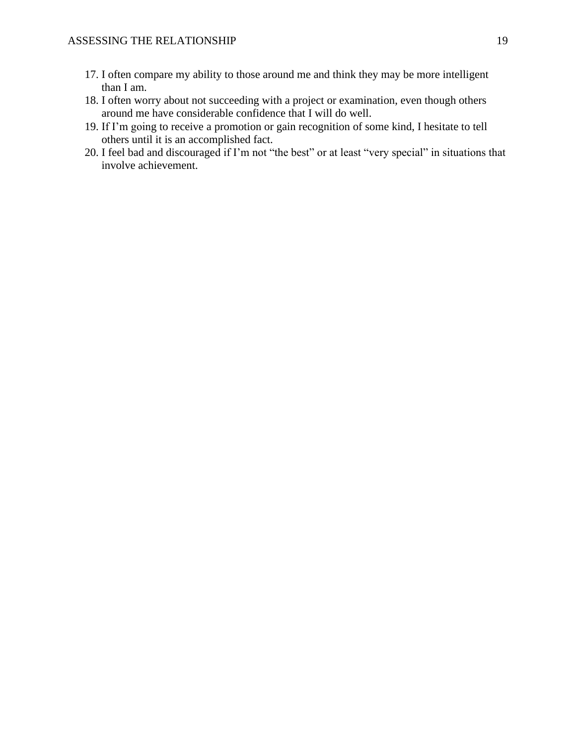17. I often compare my ability to those around me and think they may be more intelligent than I am.
18. I often worry about not succeeding with a project or examination, even though others around me have considerable confidence that I will do well.
19. If I’m going to receive a promotion or gain recognition of some kind, I hesitate to tell others until it is an accomplished fact.
20. I feel bad and discouraged if I’m not “the best” or at least “very special” in situations that involve achievement.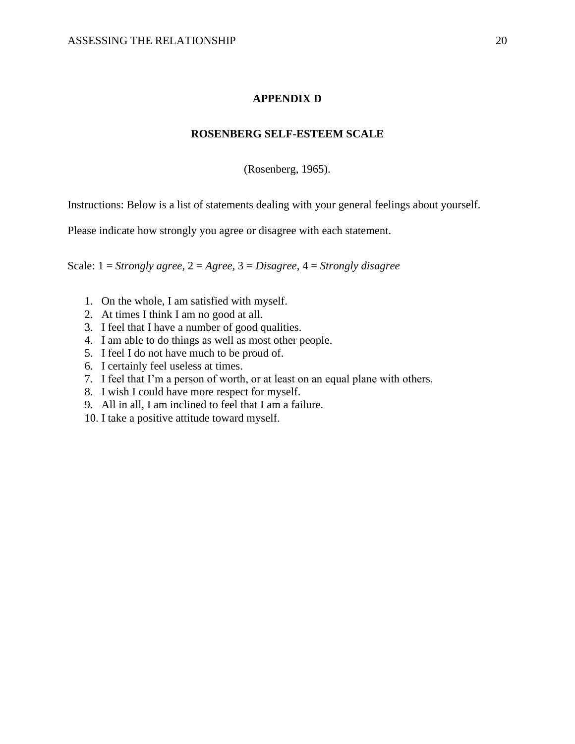**APPENDIX D**

**ROSENBERG SELF-ESTEEM SCALE**

(Rosenberg, 1965).

Instructions: Below is a list of statements dealing with your general feelings about yourself.

Please indicate how strongly you agree or disagree with each statement.

Scale: 1 = *Strongly agree*, 2 = *Agree*, 3 = *Disagree,* 4 = *Strongly disagree*

1. On the whole, I am satisfied with myself.
2. At times I think I am no good at all.
3. I feel that I have a number of good qualities.
4. I am able to do things as well as most other people.
5. I feel I do not have much to be proud of.
6. I certainly feel useless at times.
7. I feel that I'm a person of worth, or at least on an equal plane with others.
8. I wish I could have more respect for myself.
9. All in all, I am inclined to feel that I am a failure.
10. I take a positive attitude toward myself.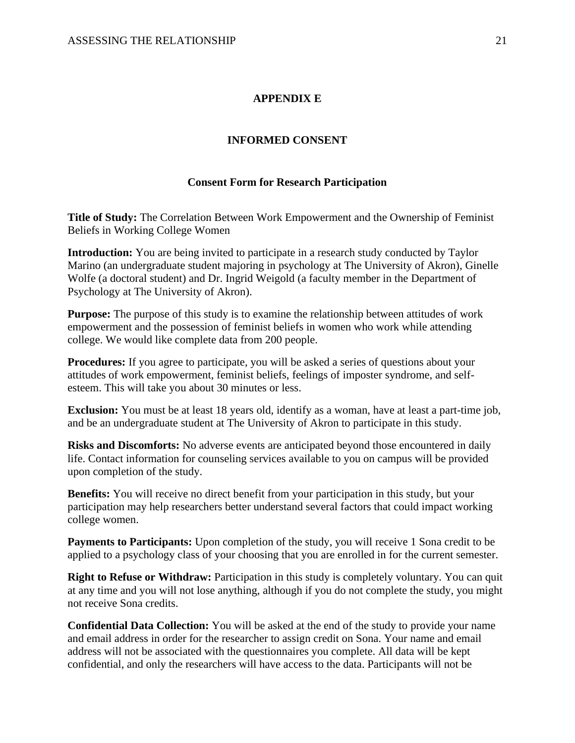# APPENDIX E

## INFORMED CONSENT

### Consent Form for Research Participation

**Title of Study:** The Correlation Between Work Empowerment and the Ownership of Feminist Beliefs in Working College Women

**Introduction:** You are being invited to participate in a research study conducted by Taylor Marino (an undergraduate student majoring in psychology at The University of Akron), Ginelle Wolfe (a doctoral student) and Dr. Ingrid Weigold (a faculty member in the Department of Psychology at The University of Akron).

**Purpose:** The purpose of this study is to examine the relationship between attitudes of work empowerment and the possession of feminist beliefs in women who work while attending college. We would like complete data from 200 people.

**Procedures:** If you agree to participate, you will be asked a series of questions about your attitudes of work empowerment, feminist beliefs, feelings of imposter syndrome, and self-esteem. This will take you about 30 minutes or less.

**Exclusion:** You must be at least 18 years old, identify as a woman, have at least a part-time job, and be an undergraduate student at The University of Akron to participate in this study.

**Risks and Discomforts:** No adverse events are anticipated beyond those encountered in daily life. Contact information for counseling services available to you on campus will be provided upon completion of the study.

**Benefits:** You will receive no direct benefit from your participation in this study, but your participation may help researchers better understand several factors that could impact working college women.

**Payments to Participants:** Upon completion of the study, you will receive 1 Sona credit to be applied to a psychology class of your choosing that you are enrolled in for the current semester.

**Right to Refuse or Withdraw:** Participation in this study is completely voluntary. You can quit at any time and you will not lose anything, although if you do not complete the study, you might not receive Sona credits.

**Confidential Data Collection:** You will be asked at the end of the study to provide your name and email address in order for the researcher to assign credit on Sona. Your name and email address will not be associated with the questionnaires you complete. All data will be kept confidential, and only the researchers will have access to the data. Participants will not be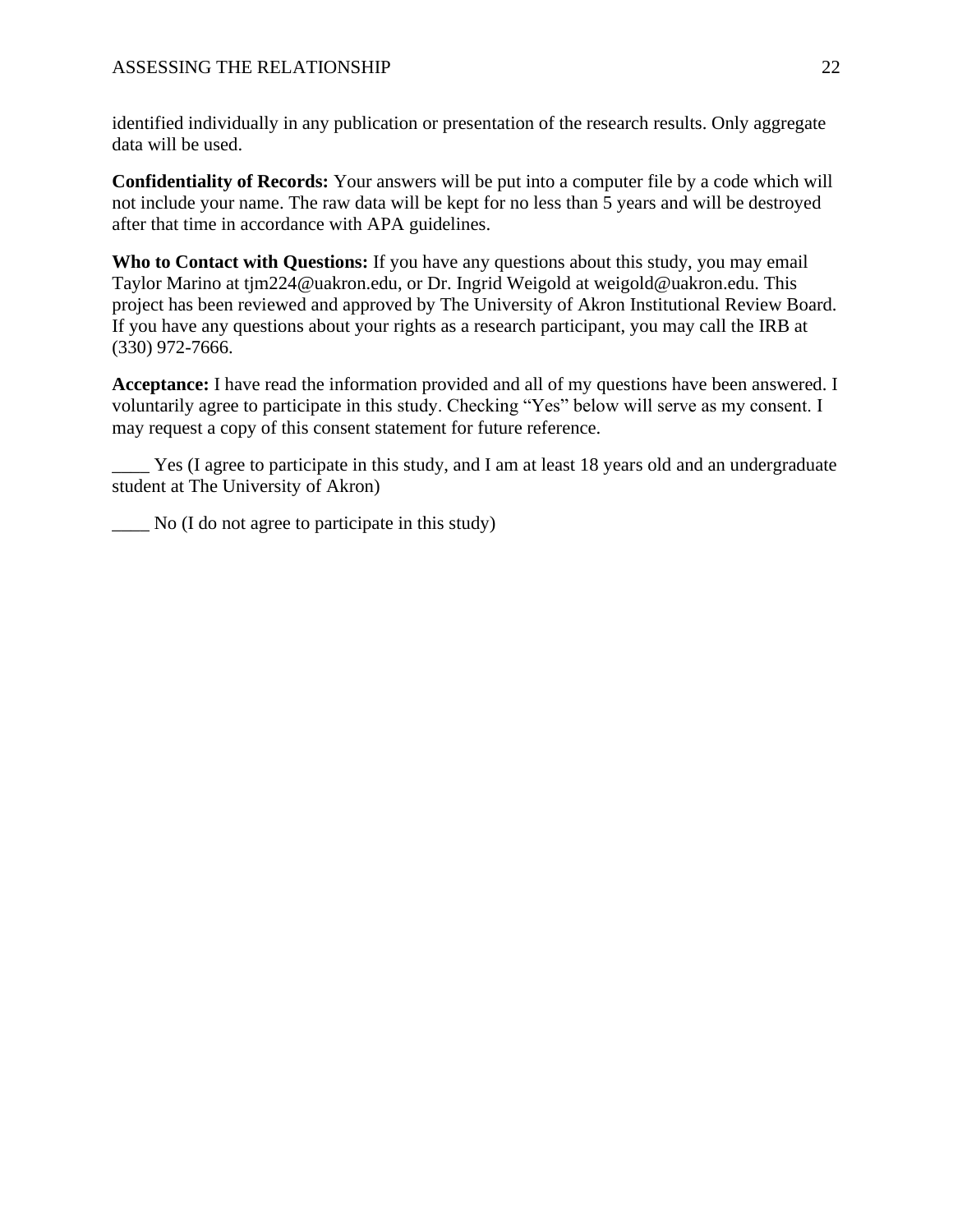identified individually in any publication or presentation of the research results. Only aggregate data will be used.

**Confidentiality of Records:** Your answers will be put into a computer file by a code which will not include your name. The raw data will be kept for no less than 5 years and will be destroyed after that time in accordance with APA guidelines.

**Who to Contact with Questions:** If you have any questions about this study, you may email Taylor Marino at tjm224@uakron.edu, or Dr. Ingrid Weigold at weigold@uakron.edu. This project has been reviewed and approved by The University of Akron Institutional Review Board. If you have any questions about your rights as a research participant, you may call the IRB at (330) 972-7666.

**Acceptance:** I have read the information provided and all of my questions have been answered. I voluntarily agree to participate in this study. Checking "Yes" below will serve as my consent. I may request a copy of this consent statement for future reference.

____ Yes (I agree to participate in this study, and I am at least 18 years old and an undergraduate student at The University of Akron)

____ No (I do not agree to participate in this study)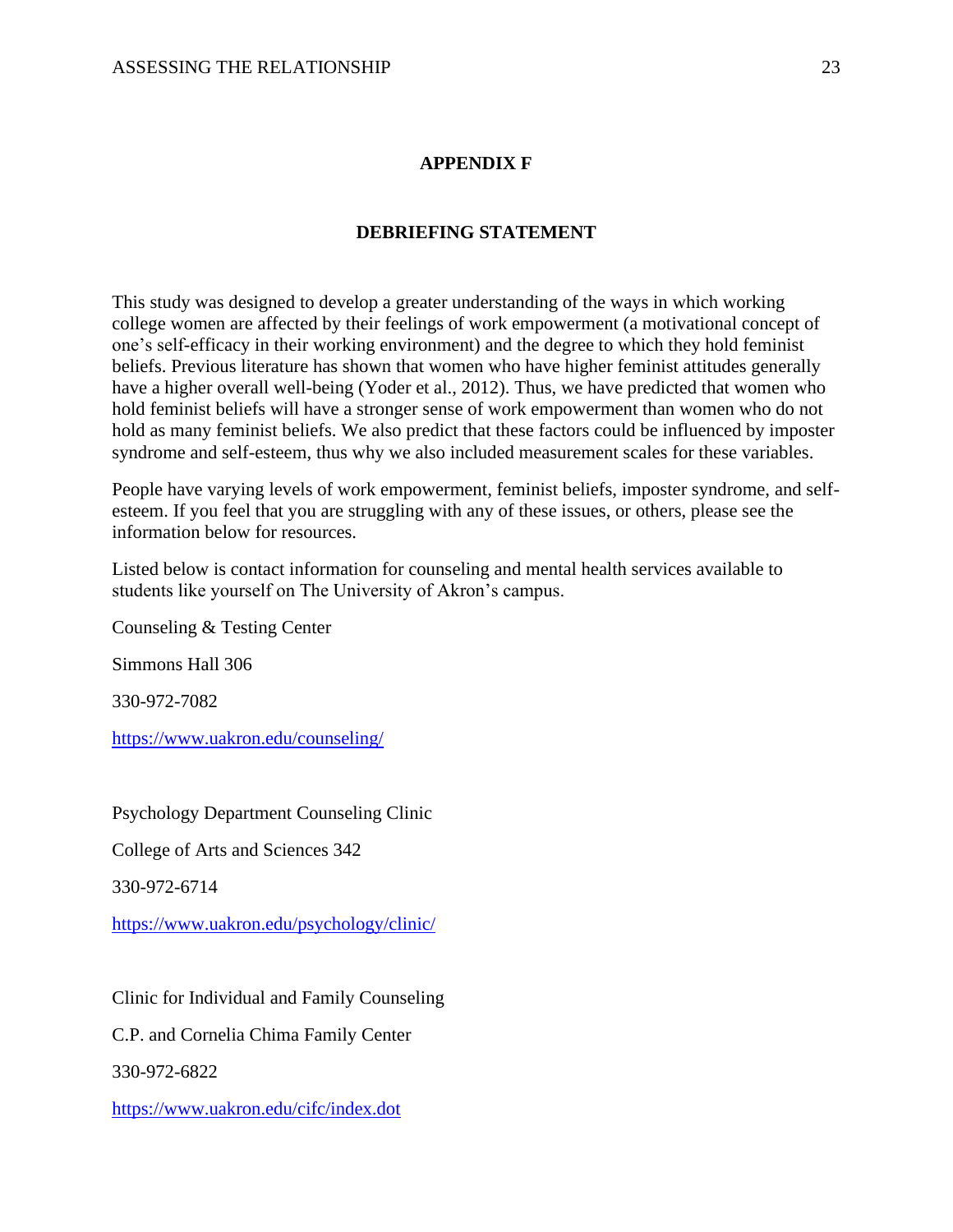## APPENDIX F

## DEBRIEFING STATEMENT

This study was designed to develop a greater understanding of the ways in which working college women are affected by their feelings of work empowerment (a motivational concept of one's self-efficacy in their working environment) and the degree to which they hold feminist beliefs. Previous literature has shown that women who have higher feminist attitudes generally have a higher overall well-being (Yoder et al., 2012). Thus, we have predicted that women who hold feminist beliefs will have a stronger sense of work empowerment than women who do not hold as many feminist beliefs. We also predict that these factors could be influenced by imposter syndrome and self-esteem, thus why we also included measurement scales for these variables.

People have varying levels of work empowerment, feminist beliefs, imposter syndrome, and self-esteem. If you feel that you are struggling with any of these issues, or others, please see the information below for resources.

Listed below is contact information for counseling and mental health services available to students like yourself on The University of Akron's campus.

Counseling & Testing Center

Simmons Hall 306

330-972-7082

https://www.uakron.edu/counseling/

Psychology Department Counseling Clinic

College of Arts and Sciences 342

330-972-6714

https://www.uakron.edu/psychology/clinic/

Clinic for Individual and Family Counseling

C.P. and Cornelia Chima Family Center

330-972-6822

https://www.uakron.edu/cifc/index.dot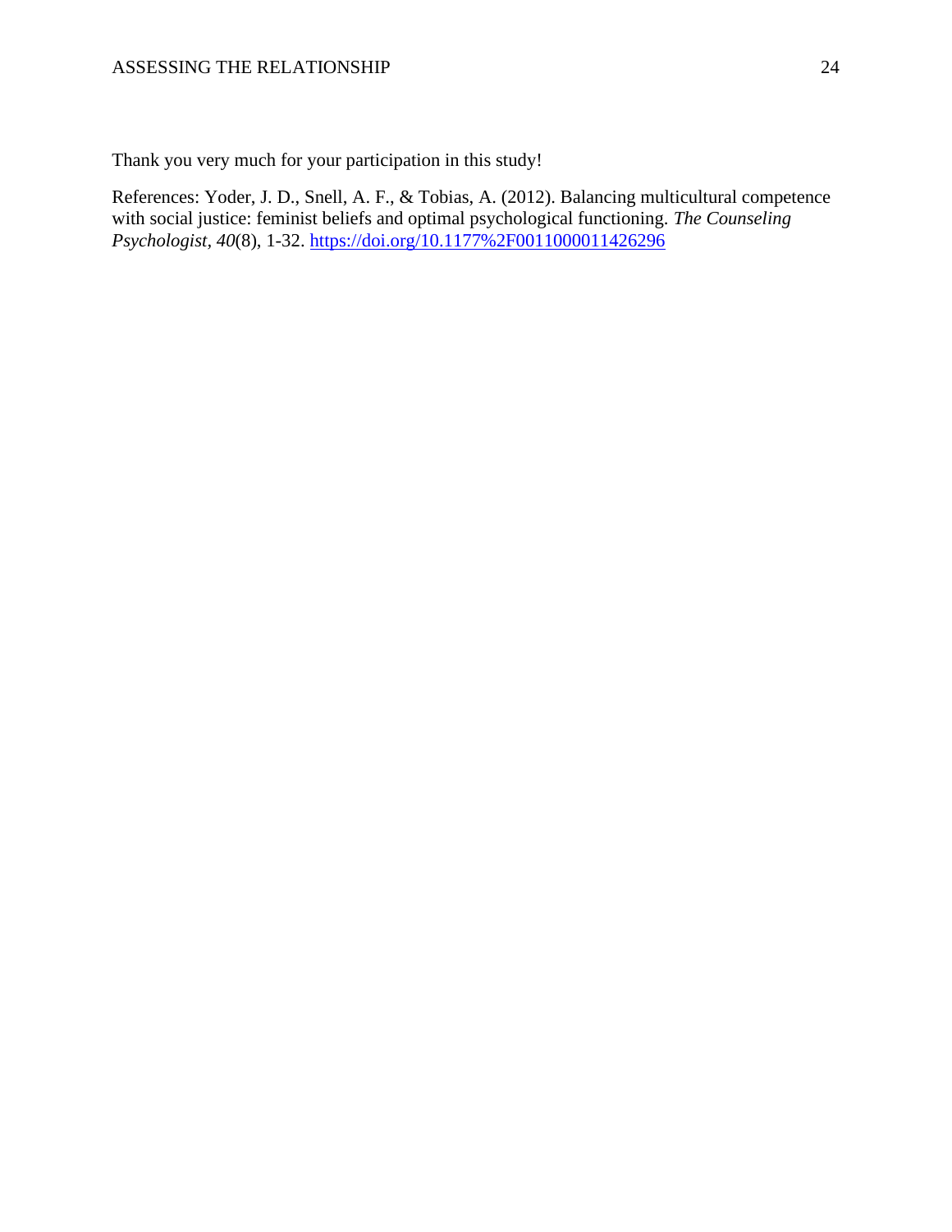Thank you very much for your participation in this study!

References: Yoder, J. D., Snell, A. F., & Tobias, A. (2012). Balancing multicultural competence with social justice: feminist beliefs and optimal psychological functioning. *The Counseling Psychologist*, *40*(8), 1-32. https://doi.org/10.1177%2F0011000011426296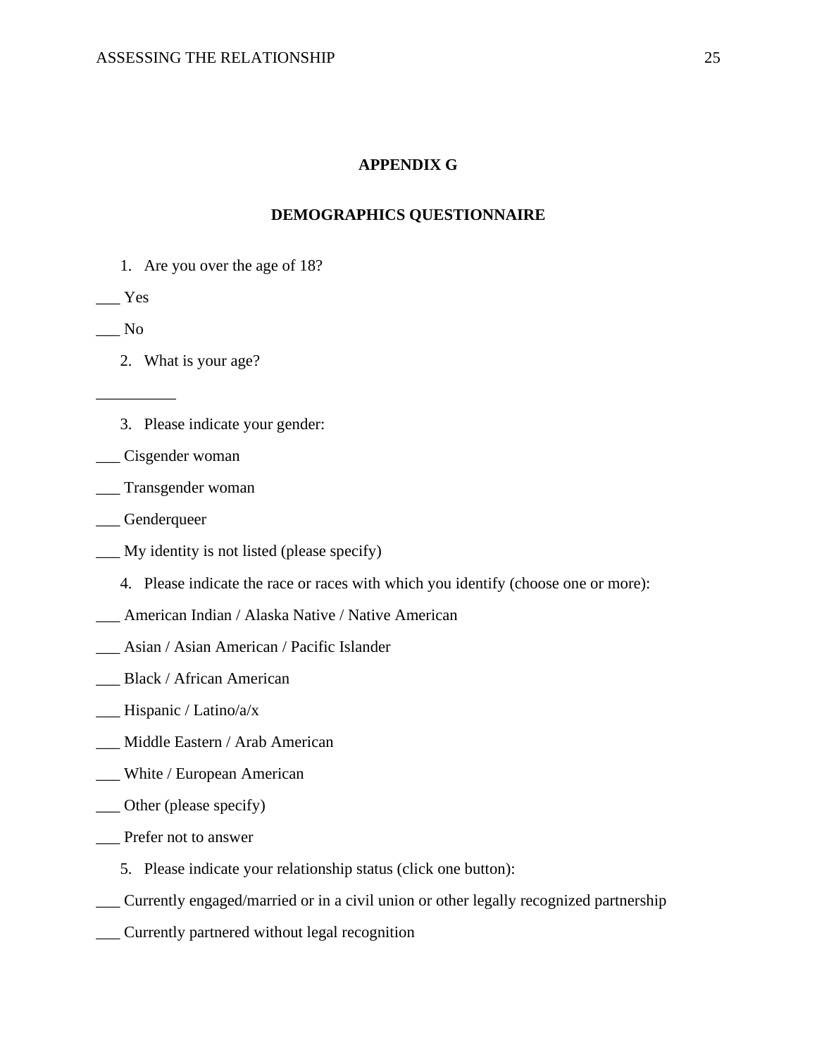## APPENDIX G

## DEMOGRAPHICS QUESTIONNAIRE

1. Are you over the age of 18?

___ Yes

___ No

2. What is your age?

__________

3. Please indicate your gender:

___ Cisgender woman

___ Transgender woman

___ Genderqueer

___ My identity is not listed (please specify)

4. Please indicate the race or races with which you identify (choose one or more):

___ American Indian / Alaska Native / Native American

___ Asian / Asian American / Pacific Islander

___ Black / African American

___ Hispanic / Latino/a/x

___ Middle Eastern / Arab American

___ White / European American

___ Other (please specify)

___ Prefer not to answer

5. Please indicate your relationship status (click one button):

___ Currently engaged/married or in a civil union or other legally recognized partnership

___ Currently partnered without legal recognition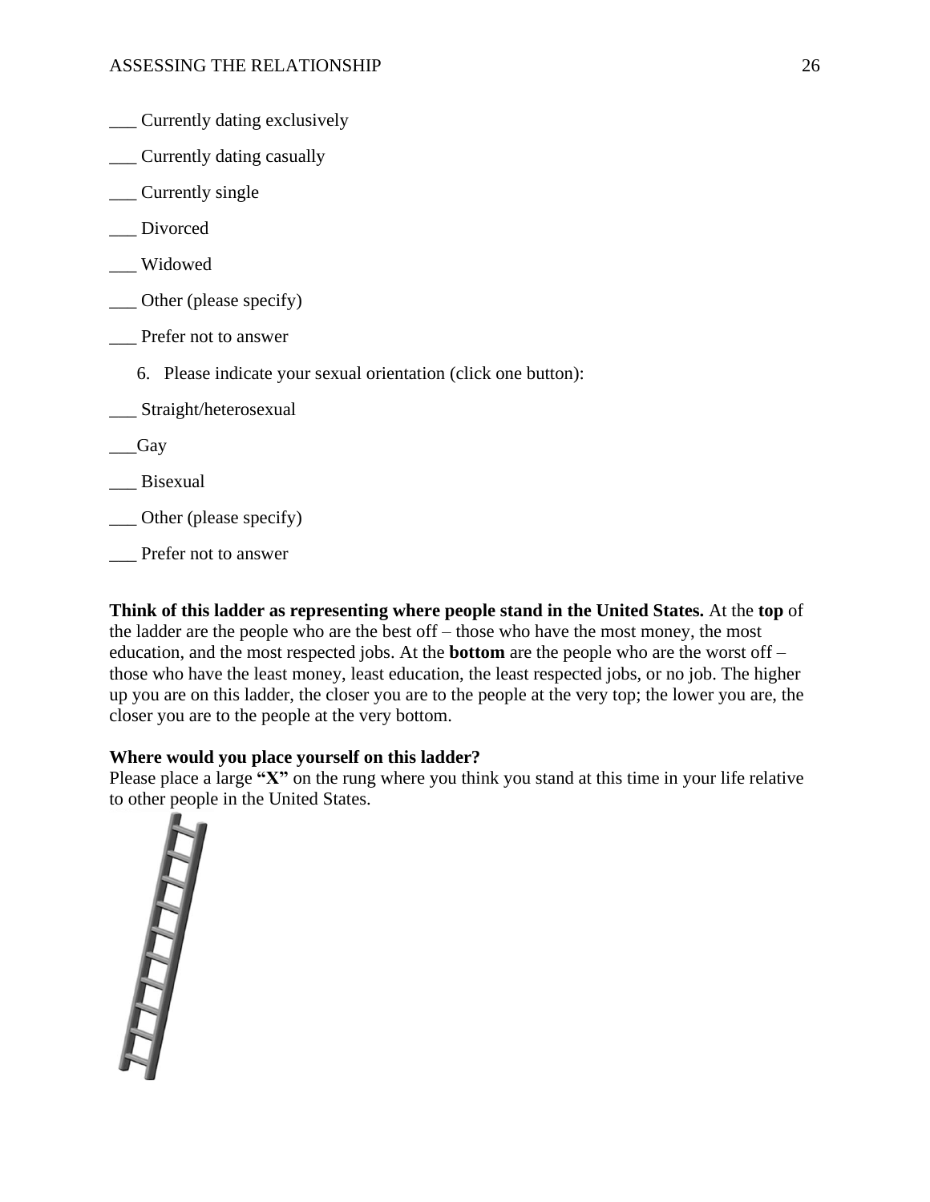___ Currently dating exclusively

___ Currently dating casually

___ Currently single

___ Divorced

___ Widowed

___ Other (please specify)

___ Prefer not to answer

6. Please indicate your sexual orientation (click one button):

___ Straight/heterosexual

___Gay

___ Bisexual

___ Other (please specify)

___ Prefer not to answer

**Think of this ladder as representing where people stand in the United States.** At the **top** of the ladder are the people who are the best off – those who have the most money, the most education, and the most respected jobs. At the **bottom** are the people who are the worst off – those who have the least money, least education, the least respected jobs, or no job. The higher up you are on this ladder, the closer you are to the people at the very top; the lower you are, the closer you are to the people at the very bottom.

**Where would you place yourself on this ladder?**
Please place a large **"X"** on the rung where you think you stand at this time in your life relative to other people in the United States.